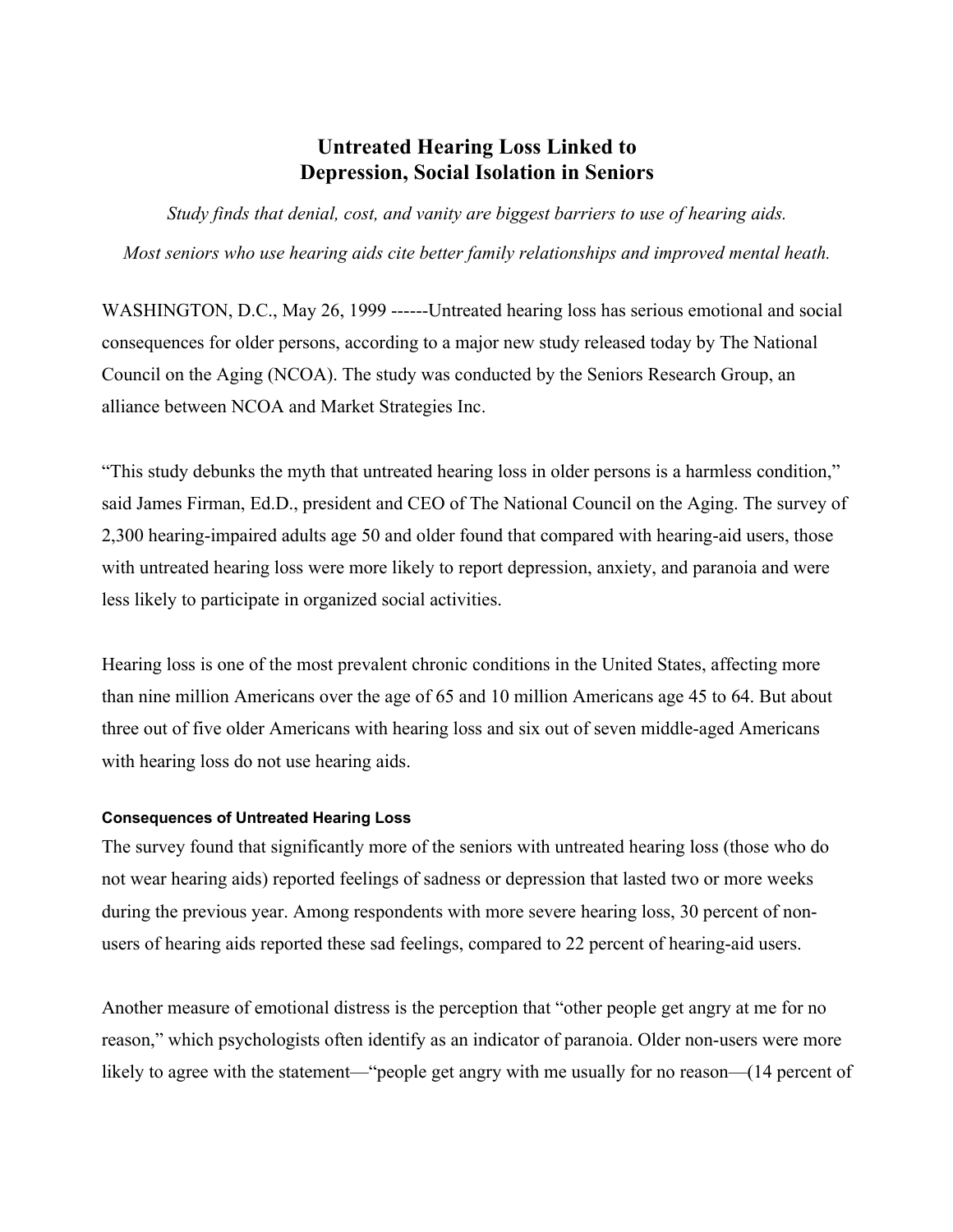# Untreated Hearing Loss Linked to Depression, Social Isolation in Seniors

*Study finds that denial, cost, and vanity are biggest barriers to use of hearing aids.*

*Most seniors who use hearing aids cite better family relationships and improved mental heath.*

WASHINGTON, D.C., May 26, 1999 ------Untreated hearing loss has serious emotional and social consequences for older persons, according to a major new study released today by The National Council on the Aging (NCOA). The study was conducted by the Seniors Research Group, an alliance between NCOA and Market Strategies Inc.

"This study debunks the myth that untreated hearing loss in older persons is a harmless condition," said James Firman, Ed.D., president and CEO of The National Council on the Aging. The survey of 2,300 hearing-impaired adults age 50 and older found that compared with hearing-aid users, those with untreated hearing loss were more likely to report depression, anxiety, and paranoia and were less likely to participate in organized social activities.

Hearing loss is one of the most prevalent chronic conditions in the United States, affecting more than nine million Americans over the age of 65 and 10 million Americans age 45 to 64. But about three out of five older Americans with hearing loss and six out of seven middle-aged Americans with hearing loss do not use hearing aids.

### Consequences of Untreated Hearing Loss

The survey found that significantly more of the seniors with untreated hearing loss (those who do not wear hearing aids) reported feelings of sadness or depression that lasted two or more weeks during the previous year. Among respondents with more severe hearing loss, 30 percent of non-users of hearing aids reported these sad feelings, compared to 22 percent of hearing-aid users.

Another measure of emotional distress is the perception that "other people get angry at me for no reason," which psychologists often identify as an indicator of paranoia. Older non-users were more likely to agree with the statement—"people get angry with me usually for no reason—(14 percent of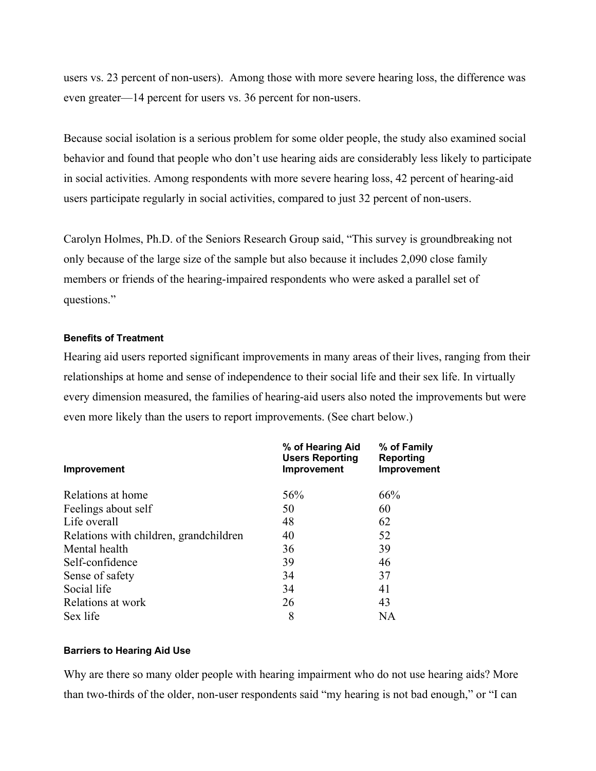users vs. 23 percent of non-users). Among those with more severe hearing loss, the difference was even greater—14 percent for users vs. 36 percent for non-users.

Because social isolation is a serious problem for some older people, the study also examined social behavior and found that people who don't use hearing aids are considerably less likely to participate in social activities. Among respondents with more severe hearing loss, 42 percent of hearing-aid users participate regularly in social activities, compared to just 32 percent of non-users.

Carolyn Holmes, Ph.D. of the Seniors Research Group said, "This survey is groundbreaking not only because of the large size of the sample but also because it includes 2,090 close family members or friends of the hearing-impaired respondents who were asked a parallel set of questions."

#### Benefits of Treatment

Hearing aid users reported significant improvements in many areas of their lives, ranging from their relationships at home and sense of independence to their social life and their sex life. In virtually every dimension measured, the families of hearing-aid users also noted the improvements but were even more likely than the users to report improvements. (See chart below.)

| Improvement | % of Hearing Aid Users Reporting Improvement | % of Family Reporting Improvement |
|---|---|---|
| Relations at home | 56% | 66% |
| Feelings about self | 50 | 60 |
| Life overall | 48 | 62 |
| Relations with children, grandchildren | 40 | 52 |
| Mental health | 36 | 39 |
| Self-confidence | 39 | 46 |
| Sense of safety | 34 | 37 |
| Social life | 34 | 41 |
| Relations at work | 26 | 43 |
| Sex life | 8 | NA |

#### Barriers to Hearing Aid Use

Why are there so many older people with hearing impairment who do not use hearing aids? More than two-thirds of the older, non-user respondents said "my hearing is not bad enough," or "I can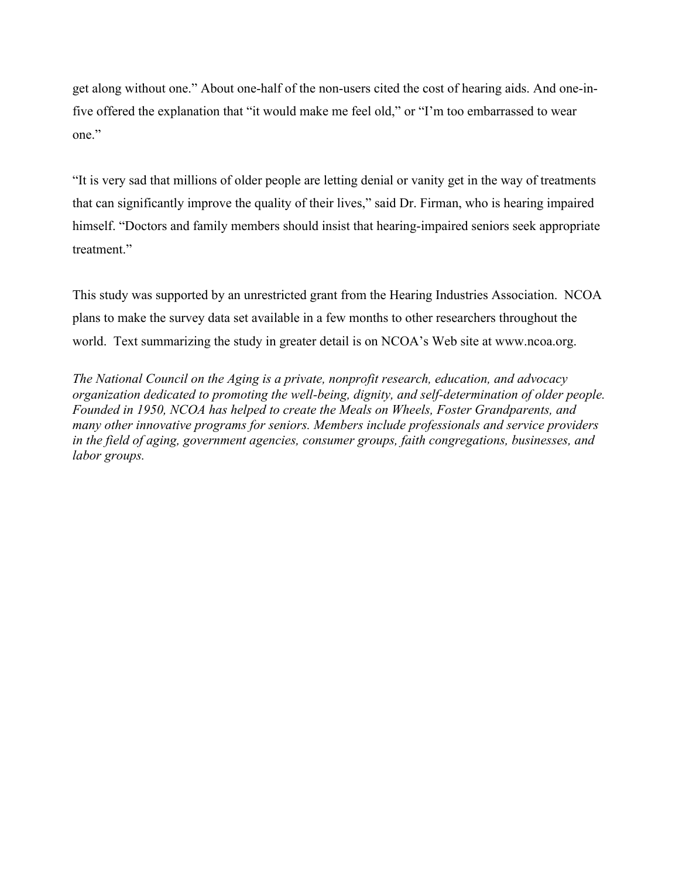get along without one." About one-half of the non-users cited the cost of hearing aids. And one-in-five offered the explanation that "it would make me feel old," or "I'm too embarrassed to wear one."

"It is very sad that millions of older people are letting denial or vanity get in the way of treatments that can significantly improve the quality of their lives," said Dr. Firman, who is hearing impaired himself. "Doctors and family members should insist that hearing-impaired seniors seek appropriate treatment."

This study was supported by an unrestricted grant from the Hearing Industries Association. NCOA plans to make the survey data set available in a few months to other researchers throughout the world. Text summarizing the study in greater detail is on NCOA's Web site at www.ncoa.org.

*The National Council on the Aging is a private, nonprofit research, education, and advocacy organization dedicated to promoting the well-being, dignity, and self-determination of older people. Founded in 1950, NCOA has helped to create the Meals on Wheels, Foster Grandparents, and many other innovative programs for seniors. Members include professionals and service providers in the field of aging, government agencies, consumer groups, faith congregations, businesses, and labor groups.*